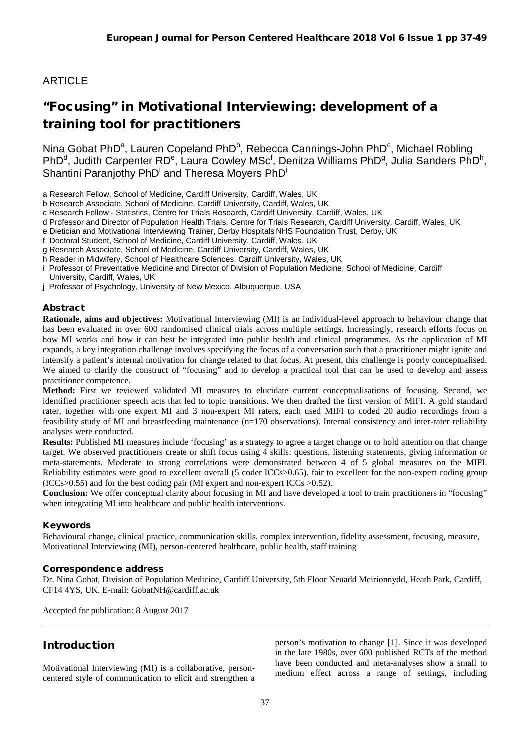ARTICLE

# "Focusing" in Motivational Interviewing: development of a training tool for practitioners

Nina Gobat PhD[a], Lauren Copeland PhD[b], Rebecca Cannings-John PhD[c], Michael Robling PhD[d], Judith Carpenter RD[e], Laura Cowley MSc[f], Denitza Williams PhD[g], Julia Sanders PhD[h], Shantini Paranjothy PhD[i] and Theresa Moyers PhD[j]

a Research Fellow, School of Medicine, Cardiff University, Cardiff, Wales, UK

b Research Associate, School of Medicine, Cardiff University, Cardiff, Wales, UK

c Research Fellow - Statistics, Centre for Trials Research, Cardiff University, Cardiff, Wales, UK

d Professor and Director of Population Health Trials, Centre for Trials Research, Cardiff University, Cardiff, Wales, UK

e Dietician and Motivational Interviewing Trainer, Derby Hospitals NHS Foundation Trust, Derby, UK

f Doctoral Student, School of Medicine, Cardiff University, Cardiff, Wales, UK

g Research Associate, School of Medicine, Cardiff University, Cardiff, Wales, UK

h Reader in Midwifery, School of Healthcare Sciences, Cardiff University, Wales, UK

i Professor of Preventative Medicine and Director of Division of Population Medicine, School of Medicine, Cardiff University, Cardiff, Wales, UK

j Professor of Psychology, University of New Mexico, Albuquerque, USA

## Abstract

**Rationale, aims and objectives:** Motivational Interviewing (MI) is an individual-level approach to behaviour change that has been evaluated in over 600 randomised clinical trials across multiple settings. Increasingly, research efforts focus on how MI works and how it can best be integrated into public health and clinical programmes. As the application of MI expands, a key integration challenge involves specifying the focus of a conversation such that a practitioner might ignite and intensify a patient's internal motivation for change related to that focus. At present, this challenge is poorly conceptualised. We aimed to clarify the construct of "focusing" and to develop a practical tool that can be used to develop and assess practitioner competence.

**Method:** First we reviewed validated MI measures to elucidate current conceptualisations of focusing. Second, we identified practitioner speech acts that led to topic transitions. We then drafted the first version of MIFI. A gold standard rater, together with one expert MI and 3 non-expert MI raters, each used MIFI to coded 20 audio recordings from a feasibility study of MI and breastfeeding maintenance (n=170 observations). Internal consistency and inter-rater reliability analyses were conducted.

**Results:** Published MI measures include 'focusing' as a strategy to agree a target change or to hold attention on that change target. We observed practitioners create or shift focus using 4 skills: questions, listening statements, giving information or meta-statements. Moderate to strong correlations were demonstrated between 4 of 5 global measures on the MIFI. Reliability estimates were good to excellent overall (5 coder ICCs>0.65), fair to excellent for the non-expert coding group (ICCs>0.55) and for the best coding pair (MI expert and non-expert ICCs >0.52).

**Conclusion:** We offer conceptual clarity about focusing in MI and have developed a tool to train practitioners in "focusing" when integrating MI into healthcare and public health interventions.

## Keywords

Behavioural change, clinical practice, communication skills, complex intervention, fidelity assessment, focusing, measure, Motivational Interviewing (MI), person-centered healthcare, public health, staff training

## Correspondence address

Dr. Nina Gobat, Division of Population Medicine, Cardiff University, 5th Floor Neuadd Meirionnydd, Heath Park, Cardiff, CF14 4YS, UK. E-mail: GobatNH@cardiff.ac.uk

Accepted for publication: 8 August 2017

## Introduction

Motivational Interviewing (MI) is a collaborative, person-centered style of communication to elicit and strengthen a person's motivation to change [1]. Since it was developed in the late 1980s, over 600 published RCTs of the method have been conducted and meta-analyses show a small to medium effect across a range of settings, including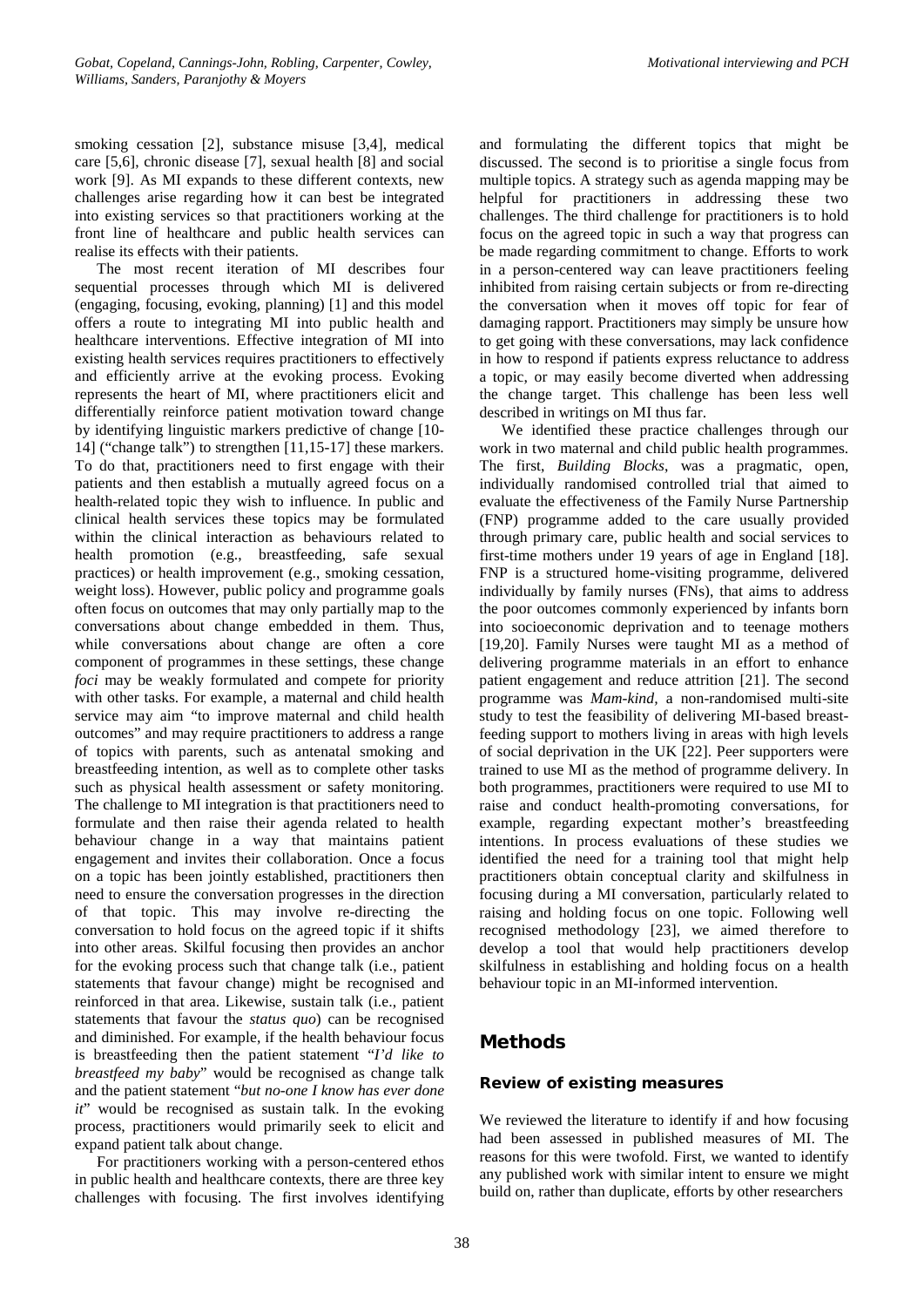smoking cessation [2], substance misuse [3,4], medical care [5,6], chronic disease [7], sexual health [8] and social work [9]. As MI expands to these different contexts, new challenges arise regarding how it can best be integrated into existing services so that practitioners working at the front line of healthcare and public health services can realise its effects with their patients.

The most recent iteration of MI describes four sequential processes through which MI is delivered (engaging, focusing, evoking, planning) [1] and this model offers a route to integrating MI into public health and healthcare interventions. Effective integration of MI into existing health services requires practitioners to effectively and efficiently arrive at the evoking process. Evoking represents the heart of MI, where practitioners elicit and differentially reinforce patient motivation toward change by identifying linguistic markers predictive of change [10-14] ("change talk") to strengthen [11,15-17] these markers. To do that, practitioners need to first engage with their patients and then establish a mutually agreed focus on a health-related topic they wish to influence. In public and clinical health services these topics may be formulated within the clinical interaction as behaviours related to health promotion (e.g., breastfeeding, safe sexual practices) or health improvement (e.g., smoking cessation, weight loss). However, public policy and programme goals often focus on outcomes that may only partially map to the conversations about change embedded in them. Thus, while conversations about change are often a core component of programmes in these settings, these change *foci* may be weakly formulated and compete for priority with other tasks. For example, a maternal and child health service may aim "to improve maternal and child health outcomes" and may require practitioners to address a range of topics with parents, such as antenatal smoking and breastfeeding intention, as well as to complete other tasks such as physical health assessment or safety monitoring. The challenge to MI integration is that practitioners need to formulate and then raise their agenda related to health behaviour change in a way that maintains patient engagement and invites their collaboration. Once a focus on a topic has been jointly established, practitioners then need to ensure the conversation progresses in the direction of that topic. This may involve re-directing the conversation to hold focus on the agreed topic if it shifts into other areas. Skilful focusing then provides an anchor for the evoking process such that change talk (i.e., patient statements that favour change) might be recognised and reinforced in that area. Likewise, sustain talk (i.e., patient statements that favour the *status quo*) can be recognised and diminished. For example, if the health behaviour focus is breastfeeding then the patient statement "*I'd like to breastfeed my baby*" would be recognised as change talk and the patient statement "*but no-one I know has ever done it*" would be recognised as sustain talk. In the evoking process, practitioners would primarily seek to elicit and expand patient talk about change.

For practitioners working with a person-centered ethos in public health and healthcare contexts, there are three key challenges with focusing. The first involves identifying and formulating the different topics that might be discussed. The second is to prioritise a single focus from multiple topics. A strategy such as agenda mapping may be helpful for practitioners in addressing these two challenges. The third challenge for practitioners is to hold focus on the agreed topic in such a way that progress can be made regarding commitment to change. Efforts to work in a person-centered way can leave practitioners feeling inhibited from raising certain subjects or from re-directing the conversation when it moves off topic for fear of damaging rapport. Practitioners may simply be unsure how to get going with these conversations, may lack confidence in how to respond if patients express reluctance to address a topic, or may easily become diverted when addressing the change target. This challenge has been less well described in writings on MI thus far.

We identified these practice challenges through our work in two maternal and child public health programmes. The first, *Building Blocks*, was a pragmatic, open, individually randomised controlled trial that aimed to evaluate the effectiveness of the Family Nurse Partnership (FNP) programme added to the care usually provided through primary care, public health and social services to first-time mothers under 19 years of age in England [18]. FNP is a structured home-visiting programme, delivered individually by family nurses (FNs), that aims to address the poor outcomes commonly experienced by infants born into socioeconomic deprivation and to teenage mothers [19,20]. Family Nurses were taught MI as a method of delivering programme materials in an effort to enhance patient engagement and reduce attrition [21]. The second programme was *Mam-kind*, a non-randomised multi-site study to test the feasibility of delivering MI-based breastfeeding support to mothers living in areas with high levels of social deprivation in the UK [22]. Peer supporters were trained to use MI as the method of programme delivery. In both programmes, practitioners were required to use MI to raise and conduct health-promoting conversations, for example, regarding expectant mother's breastfeeding intentions. In process evaluations of these studies we identified the need for a training tool that might help practitioners obtain conceptual clarity and skilfulness in focusing during a MI conversation, particularly related to raising and holding focus on one topic. Following well recognised methodology [23], we aimed therefore to develop a tool that would help practitioners develop skilfulness in establishing and holding focus on a health behaviour topic in an MI-informed intervention.

## Methods

### Review of existing measures

We reviewed the literature to identify if and how focusing had been assessed in published measures of MI. The reasons for this were twofold. First, we wanted to identify any published work with similar intent to ensure we might build on, rather than duplicate, efforts by other researchers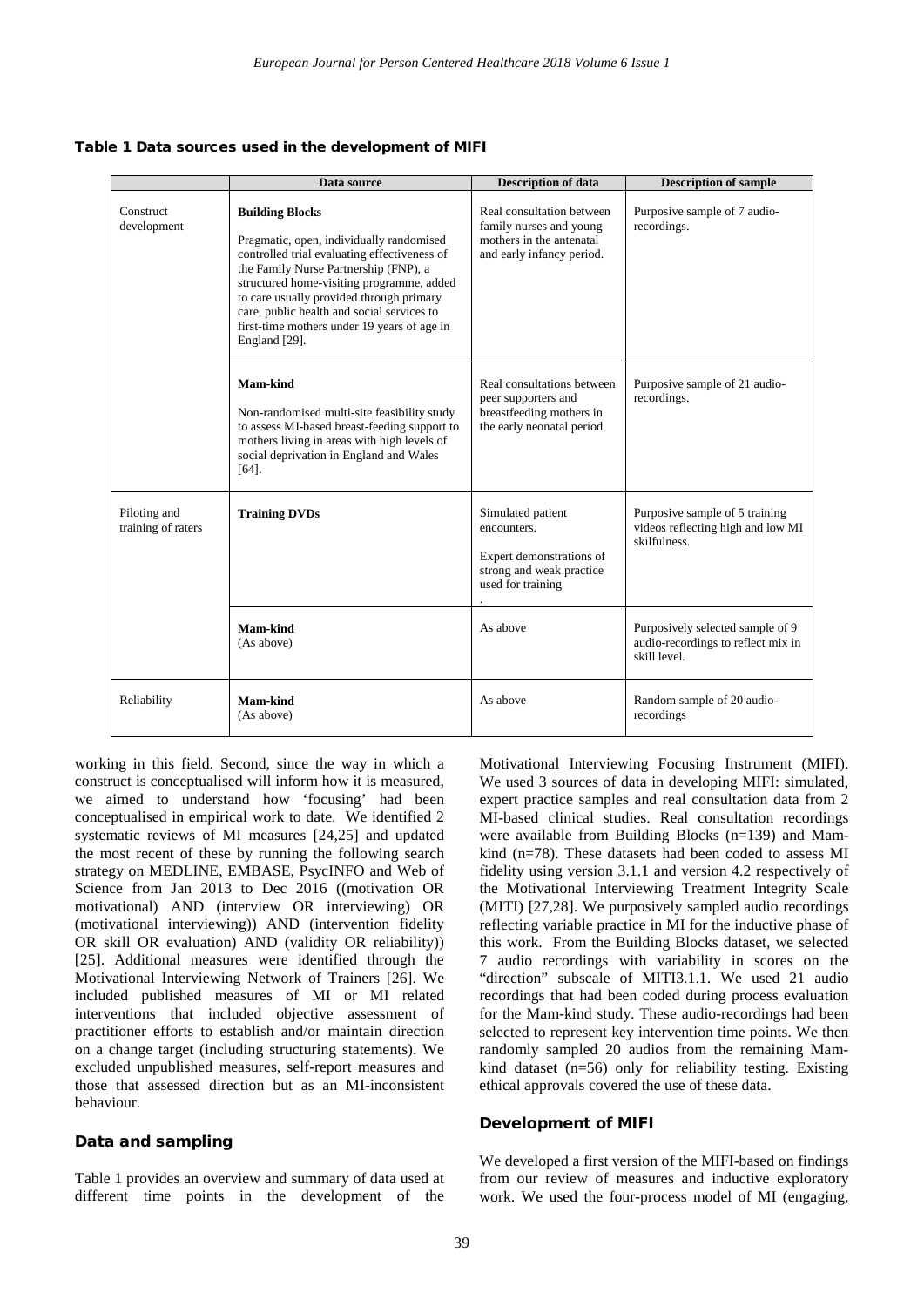**Table 1 Data sources used in the development of MIFI**

| | Data source | Description of data | Description of sample |
|---|---|---|---|
| Construct development | **Building Blocks** Pragmatic, open, individually randomised controlled trial evaluating effectiveness of the Family Nurse Partnership (FNP), a structured home-visiting programme, added to care usually provided through primary care, public health and social services to first-time mothers under 19 years of age in England [29]. | Real consultation between family nurses and young mothers in the antenatal and early infancy period. | Purposive sample of 7 audio-recordings. |
| | **Mam-kind** Non-randomised multi-site feasibility study to assess MI-based breast-feeding support to mothers living in areas with high levels of social deprivation in England and Wales [64]. | Real consultations between peer supporters and breastfeeding mothers in the early neonatal period | Purposive sample of 21 audio-recordings. |
| Piloting and training of raters | **Training DVDs** | Simulated patient encounters. Expert demonstrations of strong and weak practice used for training . | Purposive sample of 5 training videos reflecting high and low MI skilfulness. |
| | **Mam-kind** (As above) | As above | Purposively selected sample of 9 audio-recordings to reflect mix in skill level. |
| Reliability | **Mam-kind** (As above) | As above | Random sample of 20 audio-recordings |

working in this field. Second, since the way in which a construct is conceptualised will inform how it is measured, we aimed to understand how 'focusing' had been conceptualised in empirical work to date. We identified 2 systematic reviews of MI measures [24,25] and updated the most recent of these by running the following search strategy on MEDLINE, EMBASE, PsycINFO and Web of Science from Jan 2013 to Dec 2016 ((motivation OR motivational) AND (interview OR interviewing) OR (motivational interviewing)) AND (intervention fidelity OR skill OR evaluation) AND (validity OR reliability)) [25]. Additional measures were identified through the Motivational Interviewing Network of Trainers [26]. We included published measures of MI or MI related interventions that included objective assessment of practitioner efforts to establish and/or maintain direction on a change target (including structuring statements). We excluded unpublished measures, self-report measures and those that assessed direction but as an MI-inconsistent behaviour.

## Data and sampling

Table 1 provides an overview and summary of data used at different time points in the development of the Motivational Interviewing Focusing Instrument (MIFI). We used 3 sources of data in developing MIFI: simulated, expert practice samples and real consultation data from 2 MI-based clinical studies. Real consultation recordings were available from Building Blocks (n=139) and Mam-kind (n=78). These datasets had been coded to assess MI fidelity using version 3.1.1 and version 4.2 respectively of the Motivational Interviewing Treatment Integrity Scale (MITI) [27,28]. We purposively sampled audio recordings reflecting variable practice in MI for the inductive phase of this work. From the Building Blocks dataset, we selected 7 audio recordings with variability in scores on the "direction" subscale of MITI3.1.1. We used 21 audio recordings that had been coded during process evaluation for the Mam-kind study. These audio-recordings had been selected to represent key intervention time points. We then randomly sampled 20 audios from the remaining Mam-kind dataset (n=56) only for reliability testing. Existing ethical approvals covered the use of these data.

## Development of MIFI

We developed a first version of the MIFI-based on findings from our review of measures and inductive exploratory work. We used the four-process model of MI (engaging,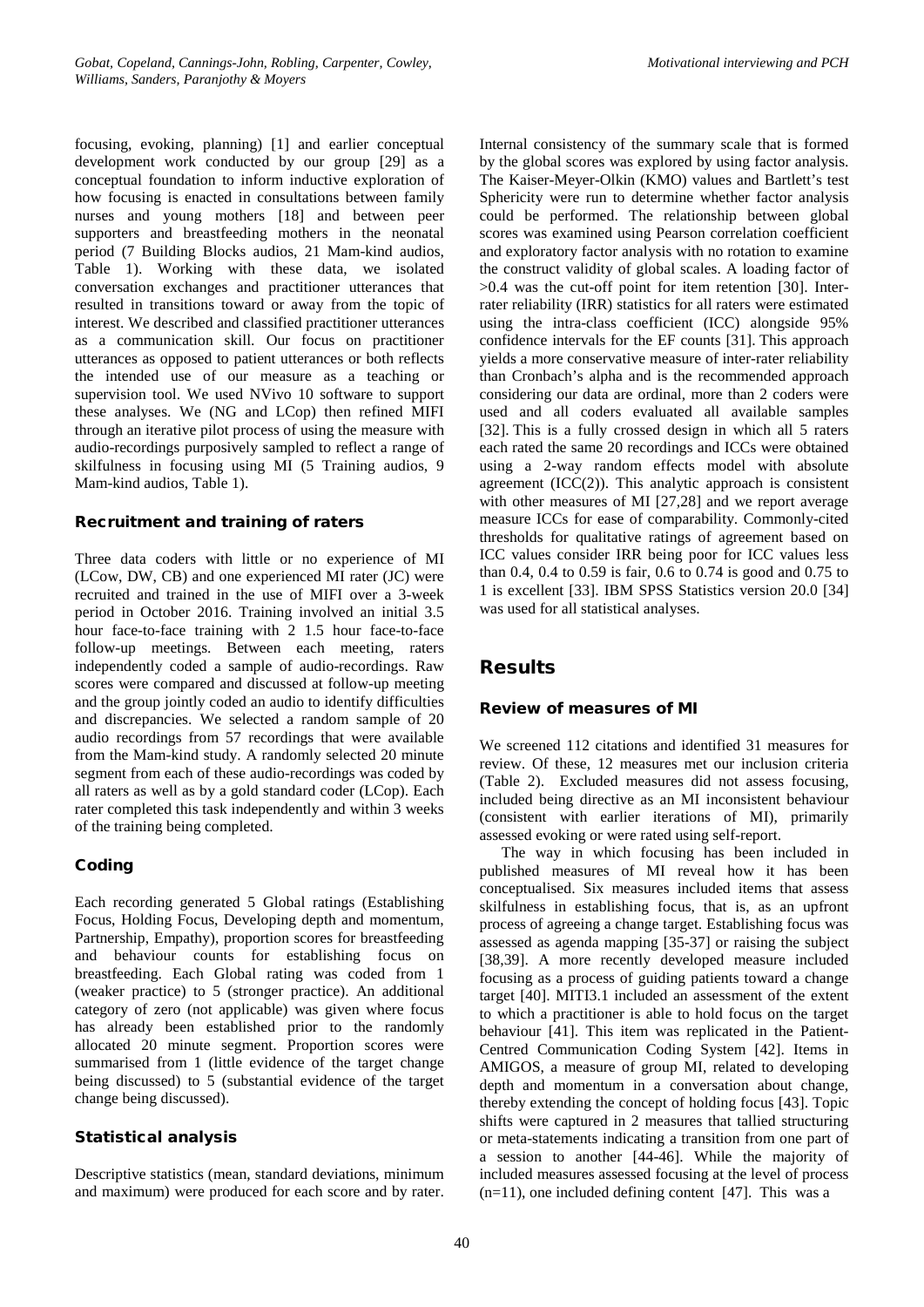focusing, evoking, planning) [1] and earlier conceptual development work conducted by our group [29] as a conceptual foundation to inform inductive exploration of how focusing is enacted in consultations between family nurses and young mothers [18] and between peer supporters and breastfeeding mothers in the neonatal period (7 Building Blocks audios, 21 Mam-kind audios, Table 1). Working with these data, we isolated conversation exchanges and practitioner utterances that resulted in transitions toward or away from the topic of interest. We described and classified practitioner utterances as a communication skill. Our focus on practitioner utterances as opposed to patient utterances or both reflects the intended use of our measure as a teaching or supervision tool. We used NVivo 10 software to support these analyses. We (NG and LCop) then refined MIFI through an iterative pilot process of using the measure with audio-recordings purposively sampled to reflect a range of skilfulness in focusing using MI (5 Training audios, 9 Mam-kind audios, Table 1).

### Recruitment and training of raters

Three data coders with little or no experience of MI (LCow, DW, CB) and one experienced MI rater (JC) were recruited and trained in the use of MIFI over a 3-week period in October 2016. Training involved an initial 3.5 hour face-to-face training with 2 1.5 hour face-to-face follow-up meetings. Between each meeting, raters independently coded a sample of audio-recordings. Raw scores were compared and discussed at follow-up meeting and the group jointly coded an audio to identify difficulties and discrepancies. We selected a random sample of 20 audio recordings from 57 recordings that were available from the Mam-kind study. A randomly selected 20 minute segment from each of these audio-recordings was coded by all raters as well as by a gold standard coder (LCop). Each rater completed this task independently and within 3 weeks of the training being completed.

### Coding

Each recording generated 5 Global ratings (Establishing Focus, Holding Focus, Developing depth and momentum, Partnership, Empathy), proportion scores for breastfeeding and behaviour counts for establishing focus on breastfeeding. Each Global rating was coded from 1 (weaker practice) to 5 (stronger practice). An additional category of zero (not applicable) was given where focus has already been established prior to the randomly allocated 20 minute segment. Proportion scores were summarised from 1 (little evidence of the target change being discussed) to 5 (substantial evidence of the target change being discussed).

### Statistical analysis

Descriptive statistics (mean, standard deviations, minimum and maximum) were produced for each score and by rater. Internal consistency of the summary scale that is formed by the global scores was explored by using factor analysis. The Kaiser-Meyer-Olkin (KMO) values and Bartlett's test Sphericity were run to determine whether factor analysis could be performed. The relationship between global scores was examined using Pearson correlation coefficient and exploratory factor analysis with no rotation to examine the construct validity of global scales. A loading factor of >0.4 was the cut-off point for item retention [30]. Inter-rater reliability (IRR) statistics for all raters were estimated using the intra-class coefficient (ICC) alongside 95% confidence intervals for the EF counts [31]. This approach yields a more conservative measure of inter-rater reliability than Cronbach's alpha and is the recommended approach considering our data are ordinal, more than 2 coders were used and all coders evaluated all available samples [32]. This is a fully crossed design in which all 5 raters each rated the same 20 recordings and ICCs were obtained using a 2-way random effects model with absolute agreement (ICC(2)). This analytic approach is consistent with other measures of MI [27,28] and we report average measure ICCs for ease of comparability. Commonly-cited thresholds for qualitative ratings of agreement based on ICC values consider IRR being poor for ICC values less than 0.4, 0.4 to 0.59 is fair, 0.6 to 0.74 is good and 0.75 to 1 is excellent [33]. IBM SPSS Statistics version 20.0 [34] was used for all statistical analyses.

## Results

### Review of measures of MI

We screened 112 citations and identified 31 measures for review. Of these, 12 measures met our inclusion criteria (Table 2). Excluded measures did not assess focusing, included being directive as an MI inconsistent behaviour (consistent with earlier iterations of MI), primarily assessed evoking or were rated using self-report.

The way in which focusing has been included in published measures of MI reveal how it has been conceptualised. Six measures included items that assess skilfulness in establishing focus, that is, as an upfront process of agreeing a change target. Establishing focus was assessed as agenda mapping [35-37] or raising the subject [38,39]. A more recently developed measure included focusing as a process of guiding patients toward a change target [40]. MITI3.1 included an assessment of the extent to which a practitioner is able to hold focus on the target behaviour [41]. This item was replicated in the Patient-Centred Communication Coding System [42]. Items in AMIGOS, a measure of group MI, related to developing depth and momentum in a conversation about change, thereby extending the concept of holding focus [43]. Topic shifts were captured in 2 measures that tallied structuring or meta-statements indicating a transition from one part of a session to another [44-46]. While the majority of included measures assessed focusing at the level of process (n=11), one included defining content [47]. This was a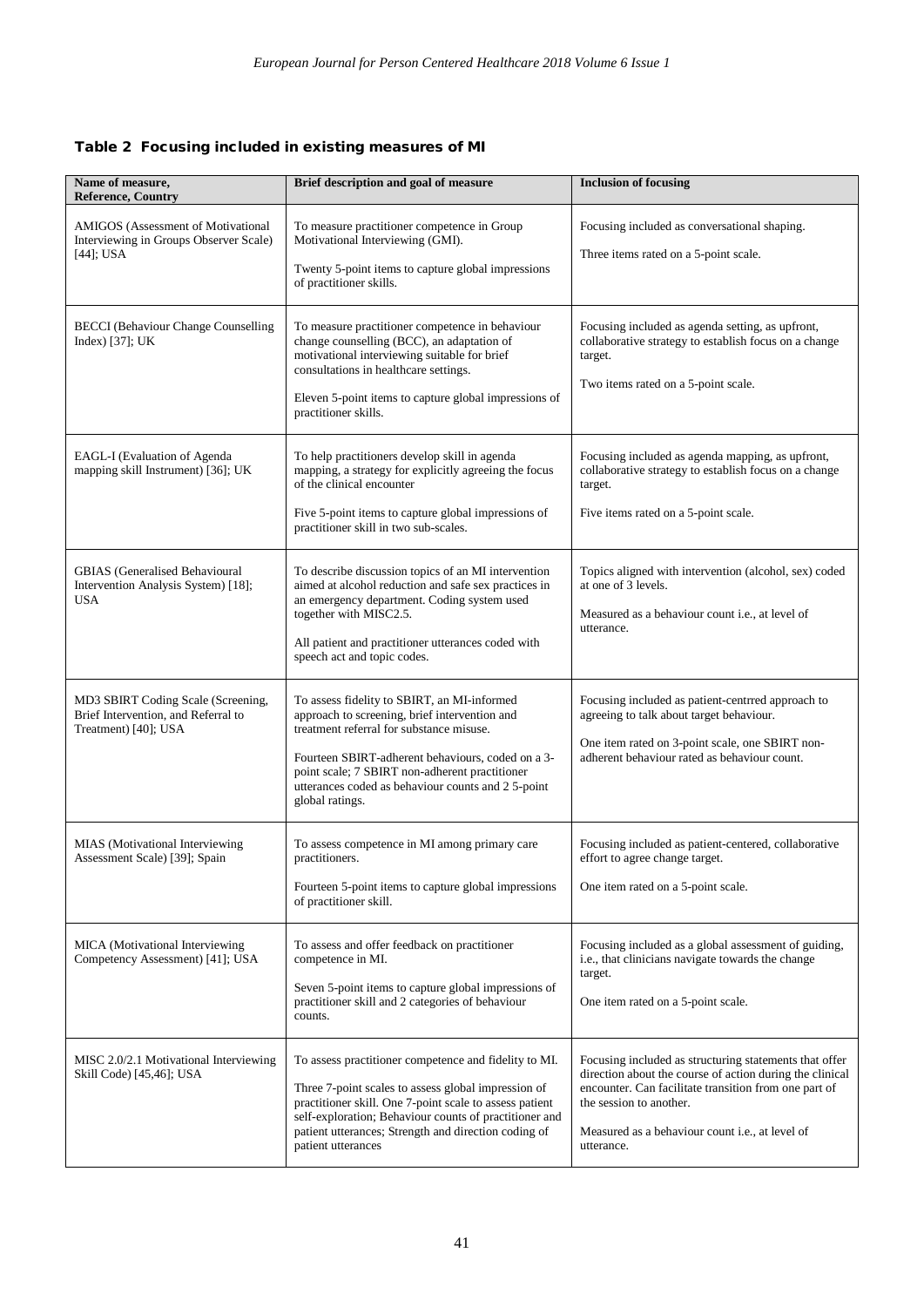## Table 2 Focusing included in existing measures of MI

| Name of measure, Reference, Country | Brief description and goal of measure | Inclusion of focusing |
|---|---|---|
| AMIGOS (Assessment of Motivational Interviewing in Groups Observer Scale) [44]; USA | To measure practitioner competence in Group Motivational Interviewing (GMI).<br><br>Twenty 5-point items to capture global impressions of practitioner skills. | Focusing included as conversational shaping.<br><br>Three items rated on a 5-point scale. |
| BECCI (Behaviour Change Counselling Index) [37]; UK | To measure practitioner competence in behaviour change counselling (BCC), an adaptation of motivational interviewing suitable for brief consultations in healthcare settings.<br><br>Eleven 5-point items to capture global impressions of practitioner skills. | Focusing included as agenda setting, as upfront, collaborative strategy to establish focus on a change target.<br><br>Two items rated on a 5-point scale. |
| EAGL-I (Evaluation of Agenda mapping skill Instrument) [36]; UK | To help practitioners develop skill in agenda mapping, a strategy for explicitly agreeing the focus of the clinical encounter<br><br>Five 5-point items to capture global impressions of practitioner skill in two sub-scales. | Focusing included as agenda mapping, as upfront, collaborative strategy to establish focus on a change target.<br><br>Five items rated on a 5-point scale. |
| GBIAS (Generalised Behavioural Intervention Analysis System) [18]; USA | To describe discussion topics of an MI intervention aimed at alcohol reduction and safe sex practices in an emergency department. Coding system used together with MISC2.5.<br><br>All patient and practitioner utterances coded with speech act and topic codes. | Topics aligned with intervention (alcohol, sex) coded at one of 3 levels.<br><br>Measured as a behaviour count i.e., at level of utterance. |
| MD3 SBIRT Coding Scale (Screening, Brief Intervention, and Referral to Treatment) [40]; USA | To assess fidelity to SBIRT, an MI-informed approach to screening, brief intervention and treatment referral for substance misuse.<br><br>Fourteen SBIRT-adherent behaviours, coded on a 3-point scale; 7 SBIRT non-adherent practitioner utterances coded as behaviour counts and 2 5-point global ratings. | Focusing included as patient-centrred approach to agreeing to talk about target behaviour.<br><br>One item rated on 3-point scale, one SBIRT non-adherent behaviour rated as behaviour count. |
| MIAS (Motivational Interviewing Assessment Scale) [39]; Spain | To assess competence in MI among primary care practitioners.<br><br>Fourteen 5-point items to capture global impressions of practitioner skill. | Focusing included as patient-centered, collaborative effort to agree change target.<br><br>One item rated on a 5-point scale. |
| MICA (Motivational Interviewing Competency Assessment) [41]; USA | To assess and offer feedback on practitioner competence in MI.<br><br>Seven 5-point items to capture global impressions of practitioner skill and 2 categories of behaviour counts. | Focusing included as a global assessment of guiding, i.e., that clinicians navigate towards the change target.<br><br>One item rated on a 5-point scale. |
| MISC 2.0/2.1 Motivational Interviewing Skill Code) [45,46]; USA | To assess practitioner competence and fidelity to MI.<br><br>Three 7-point scales to assess global impression of practitioner skill. One 7-point scale to assess patient self-exploration; Behaviour counts of practitioner and patient utterances; Strength and direction coding of patient utterances | Focusing included as structuring statements that offer direction about the course of action during the clinical encounter. Can facilitate transition from one part of the session to another.<br><br>Measured as a behaviour count i.e., at level of utterance. |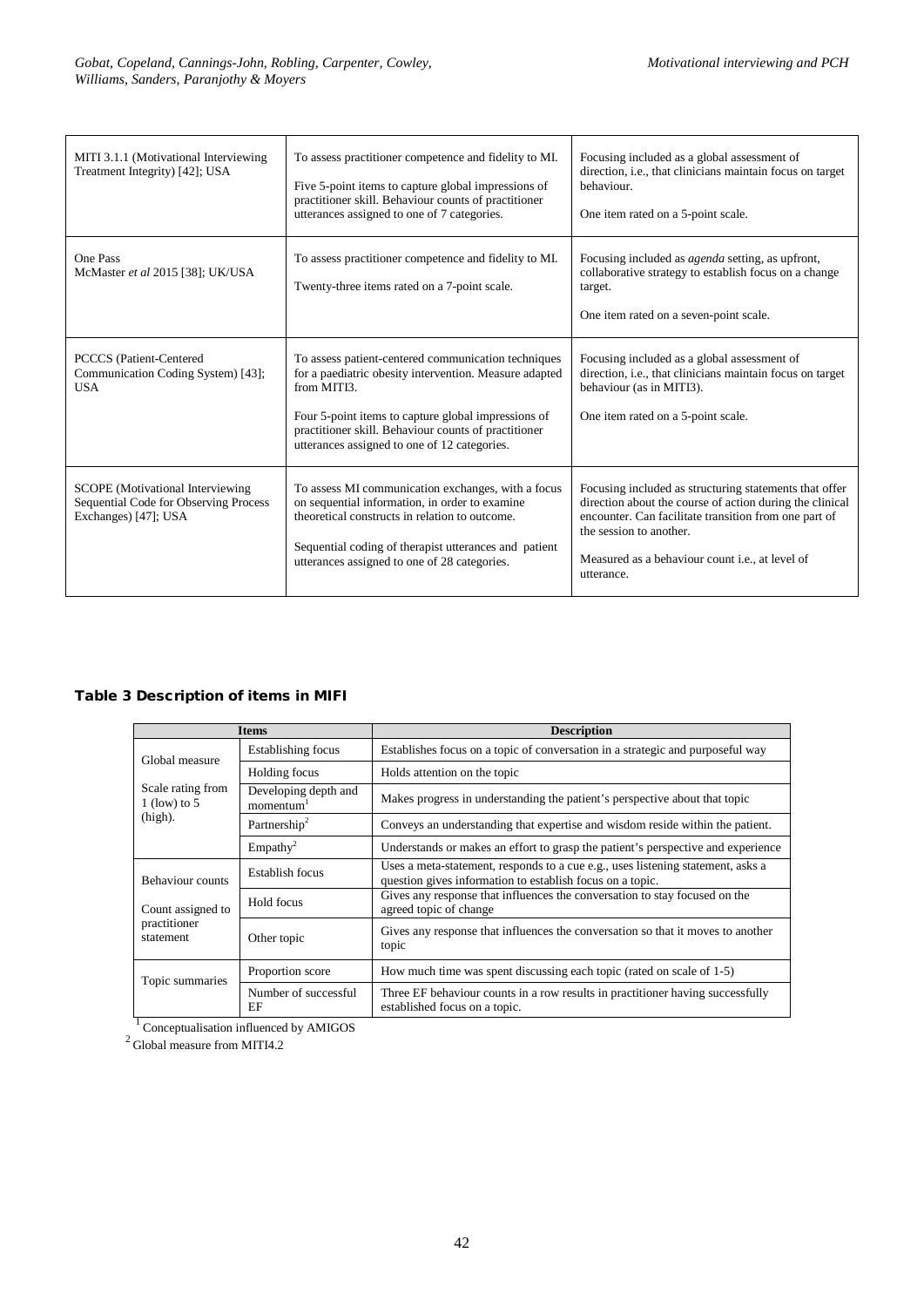| | | |
|---|---|---|
| MITI 3.1.1 (Motivational Interviewing Treatment Integrity) [42]; USA | To assess practitioner competence and fidelity to MI.<br><br>Five 5-point items to capture global impressions of practitioner skill. Behaviour counts of practitioner utterances assigned to one of 7 categories. | Focusing included as a global assessment of direction, i.e., that clinicians maintain focus on target behaviour.<br><br>One item rated on a 5-point scale. |
| One Pass<br>McMaster *et al* 2015 [38]; UK/USA | To assess practitioner competence and fidelity to MI.<br><br>Twenty-three items rated on a 7-point scale. | Focusing included as *agenda* setting, as upfront, collaborative strategy to establish focus on a change target.<br><br>One item rated on a seven-point scale. |
| PCCCS (Patient-Centered Communication Coding System) [43]; USA | To assess patient-centered communication techniques for a paediatric obesity intervention. Measure adapted from MITI3.<br><br>Four 5-point items to capture global impressions of practitioner skill. Behaviour counts of practitioner utterances assigned to one of 12 categories. | Focusing included as a global assessment of direction, i.e., that clinicians maintain focus on target behaviour (as in MITI3).<br><br>One item rated on a 5-point scale. |
| SCOPE (Motivational Interviewing Sequential Code for Observing Process Exchanges) [47]; USA | To assess MI communication exchanges, with a focus on sequential information, in order to examine theoretical constructs in relation to outcome.<br><br>Sequential coding of therapist utterances and patient utterances assigned to one of 28 categories. | Focusing included as structuring statements that offer direction about the course of action during the clinical encounter. Can facilitate transition from one part of the session to another.<br><br>Measured as a behaviour count i.e., at level of utterance. |

### Table 3 Description of items in MIFI

| Items | | Description |
|---|---|---|
| Global measure<br><br>Scale rating from 1 (low) to 5 (high). | Establishing focus | Establishes focus on a topic of conversation in a strategic and purposeful way |
| | Holding focus | Holds attention on the topic |
| | Developing depth and momentum[1] | Makes progress in understanding the patient's perspective about that topic |
| | Partnership[2] | Conveys an understanding that expertise and wisdom reside within the patient. |
| | Empathy[2] | Understands or makes an effort to grasp the patient's perspective and experience |
| Behaviour counts<br><br>Count assigned to practitioner statement | Establish focus | Uses a meta-statement, responds to a cue e.g., uses listening statement, asks a question gives information to establish focus on a topic. |
| | Hold focus | Gives any response that influences the conversation to stay focused on the agreed topic of change |
| | Other topic | Gives any response that influences the conversation so that it moves to another topic |
| Topic summaries | Proportion score | How much time was spent discussing each topic (rated on scale of 1-5) |
| | Number of successful EF | Three EF behaviour counts in a row results in practitioner having successfully established focus on a topic. |

[1] Conceptualisation influenced by AMIGOS
[2] Global measure from MITI4.2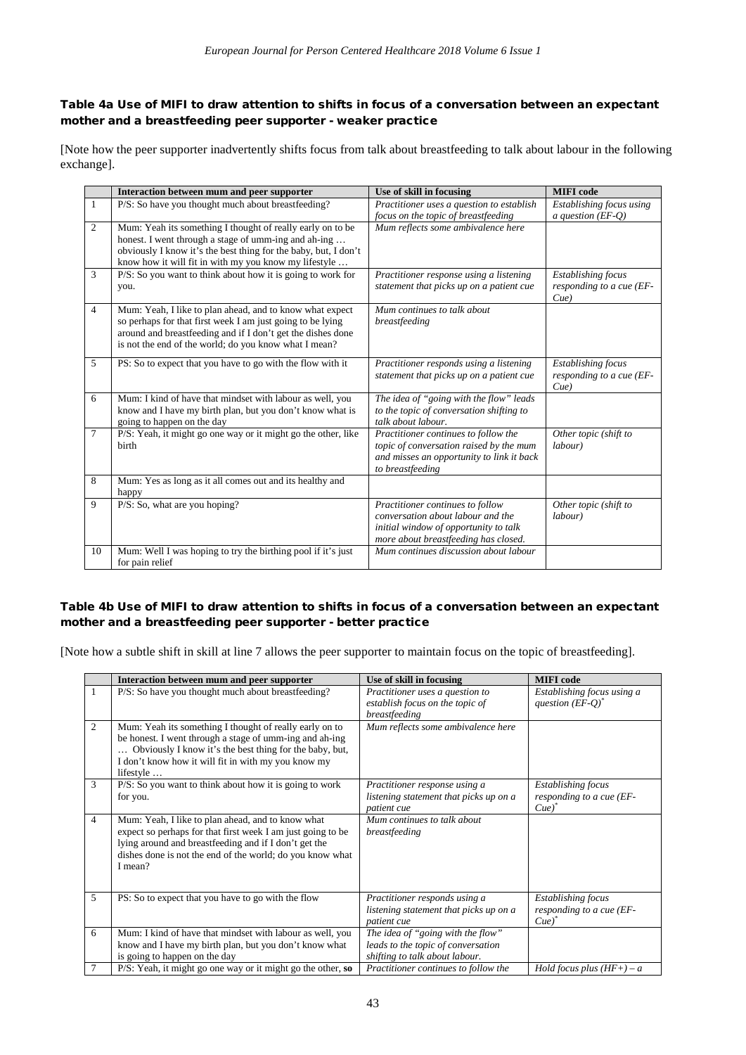### Table 4a Use of MIFI to draw attention to shifts in focus of a conversation between an expectant mother and a breastfeeding peer supporter - weaker practice

[Note how the peer supporter inadvertently shifts focus from talk about breastfeeding to talk about labour in the following exchange].

| | Interaction between mum and peer supporter | Use of skill in focusing | MIFI code |
|---|---|---|---|
| 1 | P/S: So have you thought much about breastfeeding? | *Practitioner uses a question to establish focus on the topic of breastfeeding* | *Establishing focus using a question (EF-Q)* |
| 2 | Mum: Yeah its something I thought of really early on to be honest. I went through a stage of umm-ing and ah-ing … obviously I know it's the best thing for the baby, but, I don't know how it will fit in with my you know my lifestyle … | *Mum reflects some ambivalence here* | |
| 3 | P/S: So you want to think about how it is going to work for you. | *Practitioner response using a listening statement that picks up on a patient cue* | *Establishing focus responding to a cue (EF-Cue)* |
| 4 | Mum: Yeah, I like to plan ahead, and to know what expect so perhaps for that first week I am just going to be lying around and breastfeeding and if I don't get the dishes done is not the end of the world; do you know what I mean? | *Mum continues to talk about breastfeeding* | |
| 5 | PS: So to expect that you have to go with the flow with it | *Practitioner responds using a listening statement that picks up on a patient cue* | *Establishing focus responding to a cue (EF-Cue)* |
| 6 | Mum: I kind of have that mindset with labour as well, you know and I have my birth plan, but you don't know what is going to happen on the day | *The idea of "going with the flow" leads to the topic of conversation shifting to talk about labour.* | |
| 7 | P/S: Yeah, it might go one way or it might go the other, like birth | *Practitioner continues to follow the topic of conversation raised by the mum and misses an opportunity to link it back to breastfeeding* | *Other topic (shift to labour)* |
| 8 | Mum: Yes as long as it all comes out and its healthy and happy | | |
| 9 | P/S: So, what are you hoping? | *Practitioner continues to follow conversation about labour and the initial window of opportunity to talk more about breastfeeding has closed.* | *Other topic (shift to labour)* |
| 10 | Mum: Well I was hoping to try the birthing pool if it's just for pain relief | *Mum continues discussion about labour* | |

### Table 4b Use of MIFI to draw attention to shifts in focus of a conversation between an expectant mother and a breastfeeding peer supporter - better practice

[Note how a subtle shift in skill at line 7 allows the peer supporter to maintain focus on the topic of breastfeeding].

| | Interaction between mum and peer supporter | Use of skill in focusing | MIFI code |
|---|---|---|---|
| 1 | P/S: So have you thought much about breastfeeding? | *Practitioner uses a question to establish focus on the topic of breastfeeding* | *Establishing focus using a question (EF-Q)*[*] |
| 2 | Mum: Yeah its something I thought of really early on to be honest. I went through a stage of umm-ing and ah-ing … Obviously I know it's the best thing for the baby, but, I don't know how it will fit in with my you know my lifestyle … | *Mum reflects some ambivalence here* | |
| 3 | P/S: So you want to think about how it is going to work for you. | *Practitioner response using a listening statement that picks up on a patient cue* | *Establishing focus responding to a cue (EF-Cue)*[*] |
| 4 | Mum: Yeah, I like to plan ahead, and to know what expect so perhaps for that first week I am just going to be lying around and breastfeeding and if I don't get the dishes done is not the end of the world; do you know what I mean? | *Mum continues to talk about breastfeeding* | |
| 5 | PS: So to expect that you have to go with the flow | *Practitioner responds using a listening statement that picks up on a patient cue* | *Establishing focus responding to a cue (EF-Cue)*[*] |
| 6 | Mum: I kind of have that mindset with labour as well, you know and I have my birth plan, but you don't know what is going to happen on the day | *The idea of "going with the flow" leads to the topic of conversation shifting to talk about labour.* | |
| 7 | P/S: Yeah, it might go one way or it might go the other, **so** | *Practitioner continues to follow the* | *Hold focus plus (HF+) – a* |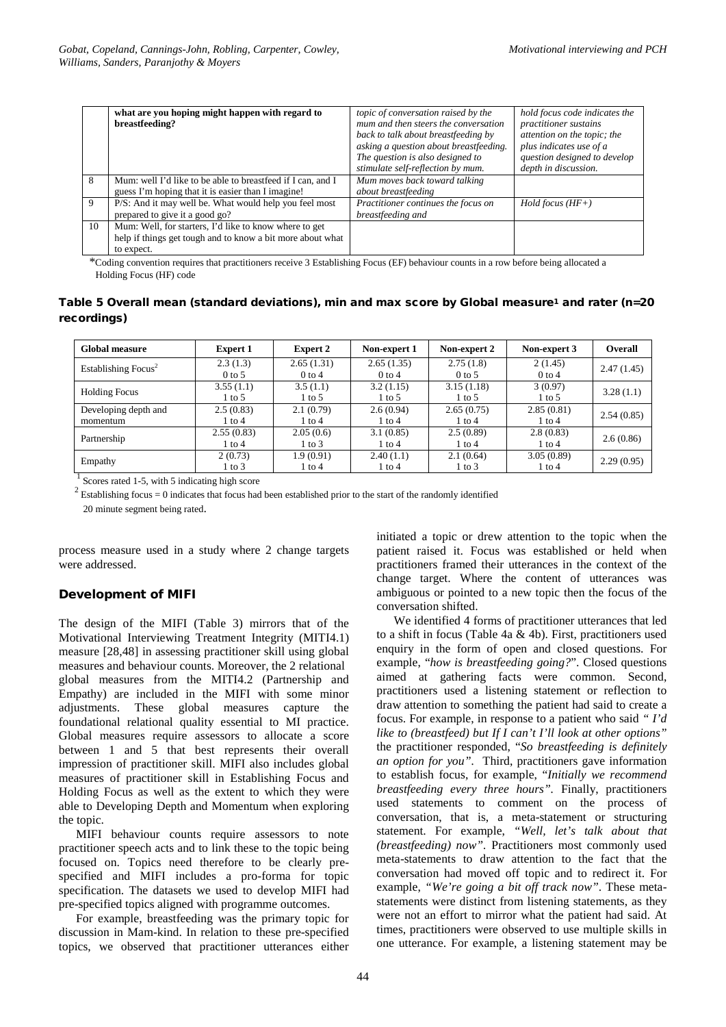| | what are you hoping might happen with regard to breastfeeding? | *topic of conversation raised by the mum and then steers the conversation back to talk about breastfeeding by asking a question about breastfeeding. The question is also designed to stimulate self-reflection by mum.* | *hold focus code indicates the practitioner sustains attention on the topic; the plus indicates use of a question designed to develop depth in discussion.* |
|---|---|---|---|
| 8 | Mum: well I'd like to be able to breastfeed if I can, and I guess I'm hoping that it is easier than I imagine! | *Mum moves back toward talking about breastfeeding* | |
| 9 | P/S: And it may well be. What would help you feel most prepared to give it a good go? | *Practitioner continues the focus on breastfeeding and* | *Hold focus (HF+)* |
| 10 | Mum: Well, for starters, I'd like to know where to get help if things get tough and to know a bit more about what to expect. | | |

*Coding convention requires that practitioners receive 3 Establishing Focus (EF) behaviour counts in a row before being allocated a Holding Focus (HF) code

**Table 5 Overall mean (standard deviations), min and max score by Global measure[1] and rater (n=20 recordings)**

| Global measure | Expert 1 | Expert 2 | Non-expert 1 | Non-expert 2 | Non-expert 3 | Overall |
|---|---|---|---|---|---|---|
| Establishing Focus[2] | 2.3 (1.3)<br>0 to 5 | 2.65 (1.31)<br>0 to 4 | 2.65 (1.35)<br>0 to 4 | 2.75 (1.8)<br>0 to 5 | 2 (1.45)<br>0 to 4 | 2.47 (1.45) |
| Holding Focus | 3.55 (1.1)<br>1 to 5 | 3.5 (1.1)<br>1 to 5 | 3.2 (1.15)<br>1 to 5 | 3.15 (1.18)<br>1 to 5 | 3 (0.97)<br>1 to 5 | 3.28 (1.1) |
| Developing depth and momentum | 2.5 (0.83)<br>1 to 4 | 2.1 (0.79)<br>1 to 4 | 2.6 (0.94)<br>1 to 4 | 2.65 (0.75)<br>1 to 4 | 2.85 (0.81)<br>1 to 4 | 2.54 (0.85) |
| Partnership | 2.55 (0.83)<br>1 to 4 | 2.05 (0.6)<br>1 to 3 | 3.1 (0.85)<br>1 to 4 | 2.5 (0.89)<br>1 to 4 | 2.8 (0.83)<br>1 to 4 | 2.6 (0.86) |
| Empathy | 2 (0.73)<br>1 to 3 | 1.9 (0.91)<br>1 to 4 | 2.40 (1.1)<br>1 to 4 | 2.1 (0.64)<br>1 to 3 | 3.05 (0.89)<br>1 to 4 | 2.29 (0.95) |

[1] Scores rated 1-5, with 5 indicating high score

[2] Establishing focus = 0 indicates that focus had been established prior to the start of the randomly identified 20 minute segment being rated.

process measure used in a study where 2 change targets were addressed.

## Development of MIFI

The design of the MIFI (Table 3) mirrors that of the Motivational Interviewing Treatment Integrity (MITI4.1) measure [28,48] in assessing practitioner skill using global measures and behaviour counts. Moreover, the 2 relational global measures from the MITI4.2 (Partnership and Empathy) are included in the MIFI with some minor adjustments. These global measures capture the foundational relational quality essential to MI practice. Global measures require assessors to allocate a score between 1 and 5 that best represents their overall impression of practitioner skill. MIFI also includes global measures of practitioner skill in Establishing Focus and Holding Focus as well as the extent to which they were able to Developing Depth and Momentum when exploring the topic.

MIFI behaviour counts require assessors to note practitioner speech acts and to link these to the topic being focused on. Topics need therefore to be clearly pre-specified and MIFI includes a pro-forma for topic specification. The datasets we used to develop MIFI had pre-specified topics aligned with programme outcomes.

For example, breastfeeding was the primary topic for discussion in Mam-kind. In relation to these pre-specified topics, we observed that practitioner utterances either initiated a topic or drew attention to the topic when the patient raised it. Focus was established or held when practitioners framed their utterances in the context of the change target. Where the content of utterances was ambiguous or pointed to a new topic then the focus of the conversation shifted.

We identified 4 forms of practitioner utterances that led to a shift in focus (Table 4a & 4b). First, practitioners used enquiry in the form of open and closed questions. For example, "*how is breastfeeding going?*". Closed questions aimed at gathering facts were common. Second, practitioners used a listening statement or reflection to draw attention to something the patient had said to create a focus. For example, in response to a patient who said "*I'd like to (breastfeed) but If I can't I'll look at other options"* the practitioner responded, "*So breastfeeding is definitely an option for you"*. Third, practitioners gave information to establish focus, for example, "*Initially we recommend breastfeeding every three hours"*. Finally, practitioners used statements to comment on the process of conversation, that is, a meta-statement or structuring statement. For example, *"Well, let's talk about that (breastfeeding) now"*. Practitioners most commonly used meta-statements to draw attention to the fact that the conversation had moved off topic and to redirect it. For example, *"We're going a bit off track now"*. These meta-statements were distinct from listening statements, as they were not an effort to mirror what the patient had said. At times, practitioners were observed to use multiple skills in one utterance. For example, a listening statement may be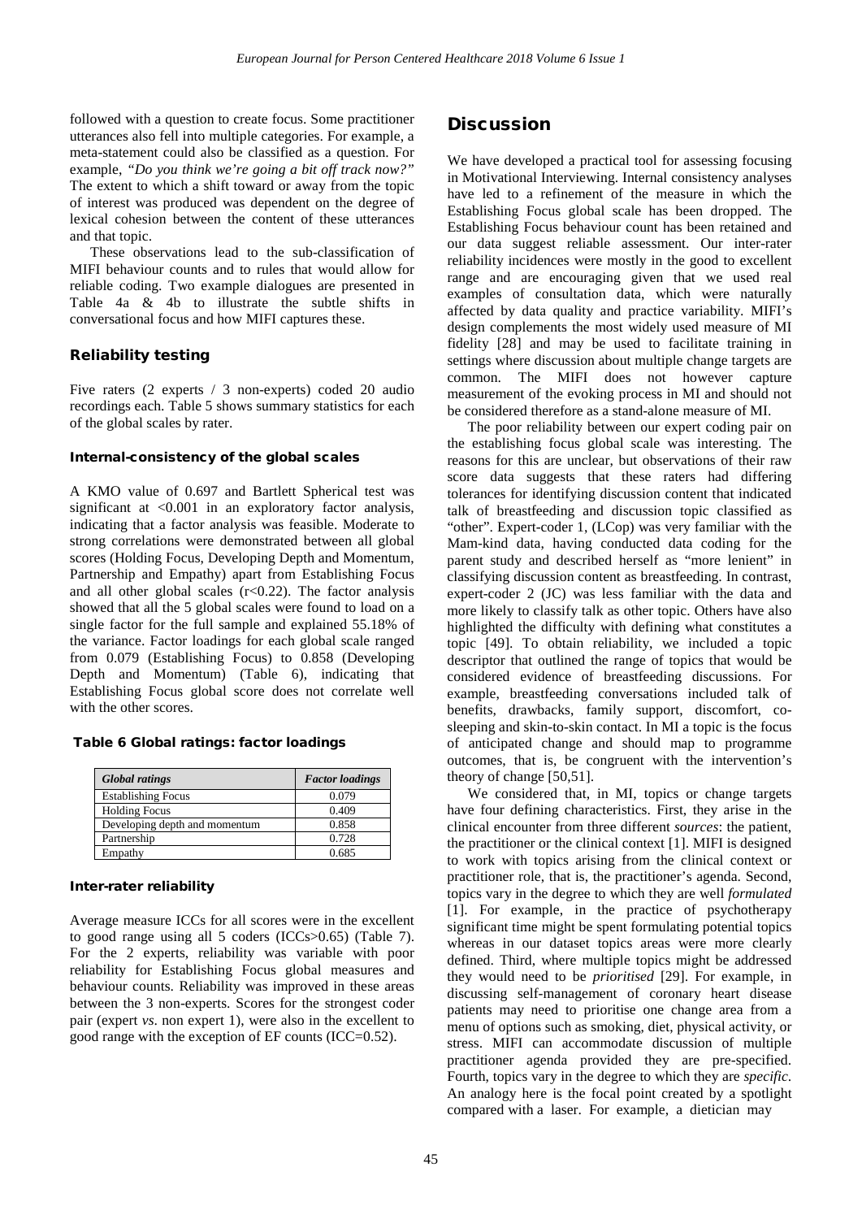followed with a question to create focus. Some practitioner utterances also fell into multiple categories. For example, a meta-statement could also be classified as a question. For example, *"Do you think we're going a bit off track now?"* The extent to which a shift toward or away from the topic of interest was produced was dependent on the degree of lexical cohesion between the content of these utterances and that topic.

These observations lead to the sub-classification of MIFI behaviour counts and to rules that would allow for reliable coding. Two example dialogues are presented in Table 4a & 4b to illustrate the subtle shifts in conversational focus and how MIFI captures these.

### Reliability testing

Five raters (2 experts / 3 non-experts) coded 20 audio recordings each. Table 5 shows summary statistics for each of the global scales by rater.

#### Internal-consistency of the global scales

A KMO value of 0.697 and Bartlett Spherical test was significant at <0.001 in an exploratory factor analysis, indicating that a factor analysis was feasible. Moderate to strong correlations were demonstrated between all global scores (Holding Focus, Developing Depth and Momentum, Partnership and Empathy) apart from Establishing Focus and all other global scales ($r<0.22$). The factor analysis showed that all the 5 global scales were found to load on a single factor for the full sample and explained 55.18% of the variance. Factor loadings for each global scale ranged from 0.079 (Establishing Focus) to 0.858 (Developing Depth and Momentum) (Table 6), indicating that Establishing Focus global score does not correlate well with the other scores.

**Table 6 Global ratings: factor loadings**

| *Global ratings* | *Factor loadings* |
|---|---|
| Establishing Focus | 0.079 |
| Holding Focus | 0.409 |
| Developing depth and momentum | 0.858 |
| Partnership | 0.728 |
| Empathy | 0.685 |

#### Inter-rater reliability

Average measure ICCs for all scores were in the excellent to good range using all 5 coders (ICCs>0.65) (Table 7). For the 2 experts, reliability was variable with poor reliability for Establishing Focus global measures and behaviour counts. Reliability was improved in these areas between the 3 non-experts. Scores for the strongest coder pair (expert *vs.* non expert 1), were also in the excellent to good range with the exception of EF counts (ICC=0.52).

## Discussion

We have developed a practical tool for assessing focusing in Motivational Interviewing. Internal consistency analyses have led to a refinement of the measure in which the Establishing Focus global scale has been dropped. The Establishing Focus behaviour count has been retained and our data suggest reliable assessment. Our inter-rater reliability incidences were mostly in the good to excellent range and are encouraging given that we used real examples of consultation data, which were naturally affected by data quality and practice variability. MIFI's design complements the most widely used measure of MI fidelity [28] and may be used to facilitate training in settings where discussion about multiple change targets are common. The MIFI does not however capture measurement of the evoking process in MI and should not be considered therefore as a stand-alone measure of MI.

The poor reliability between our expert coding pair on the establishing focus global scale was interesting. The reasons for this are unclear, but observations of their raw score data suggests that these raters had differing tolerances for identifying discussion content that indicated talk of breastfeeding and discussion topic classified as "other". Expert-coder 1, (LCop) was very familiar with the Mam-kind data, having conducted data coding for the parent study and described herself as "more lenient" in classifying discussion content as breastfeeding. In contrast, expert-coder 2 (JC) was less familiar with the data and more likely to classify talk as other topic. Others have also highlighted the difficulty with defining what constitutes a topic [49]. To obtain reliability, we included a topic descriptor that outlined the range of topics that would be considered evidence of breastfeeding discussions. For example, breastfeeding conversations included talk of benefits, drawbacks, family support, discomfort, co-sleeping and skin-to-skin contact. In MI a topic is the focus of anticipated change and should map to programme outcomes, that is, be congruent with the intervention's theory of change [50,51].

We considered that, in MI, topics or change targets have four defining characteristics. First, they arise in the clinical encounter from three different *sources*: the patient, the practitioner or the clinical context [1]. MIFI is designed to work with topics arising from the clinical context or practitioner role, that is, the practitioner's agenda. Second, topics vary in the degree to which they are well *formulated* [1]. For example, in the practice of psychotherapy significant time might be spent formulating potential topics whereas in our dataset topics areas were more clearly defined. Third, where multiple topics might be addressed they would need to be *prioritised* [29]. For example, in discussing self-management of coronary heart disease patients may need to prioritise one change area from a menu of options such as smoking, diet, physical activity, or stress. MIFI can accommodate discussion of multiple practitioner agenda provided they are pre-specified. Fourth, topics vary in the degree to which they are *specific.* An analogy here is the focal point created by a spotlight compared with a laser. For example, a dietician may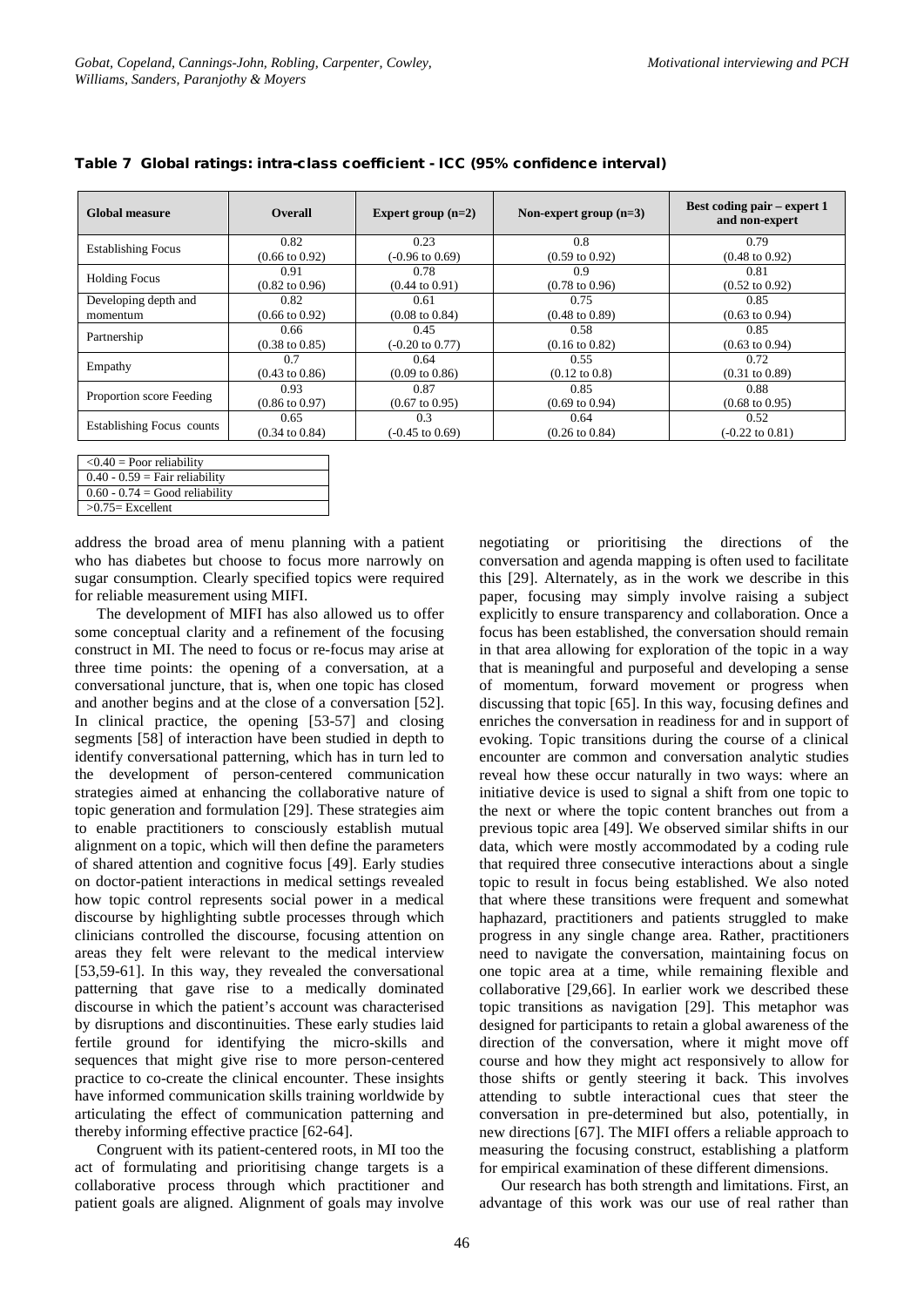**Table 7 Global ratings: intra-class coefficient - ICC (95% confidence interval)**

| Global measure | Overall | Expert group (n=2) | Non-expert group (n=3) | Best coding pair – expert 1 and non-expert |
|---|---|---|---|---|
| Establishing Focus | 0.82 (0.66 to 0.92) | 0.23 (-0.96 to 0.69) | 0.8 (0.59 to 0.92) | 0.79 (0.48 to 0.92) |
| Holding Focus | 0.91 (0.82 to 0.96) | 0.78 (0.44 to 0.91) | 0.9 (0.78 to 0.96) | 0.81 (0.52 to 0.92) |
| Developing depth and momentum | 0.82 (0.66 to 0.92) | 0.61 (0.08 to 0.84) | 0.75 (0.48 to 0.89) | 0.85 (0.63 to 0.94) |
| Partnership | 0.66 (0.38 to 0.85) | 0.45 (-0.20 to 0.77) | 0.58 (0.16 to 0.82) | 0.85 (0.63 to 0.94) |
| Empathy | 0.7 (0.43 to 0.86) | 0.64 (0.09 to 0.86) | 0.55 (0.12 to 0.8) | 0.72 (0.31 to 0.89) |
| Proportion score Feeding | 0.93 (0.86 to 0.97) | 0.87 (0.67 to 0.95) | 0.85 (0.69 to 0.94) | 0.88 (0.68 to 0.95) |
| Establishing Focus counts | 0.65 (0.34 to 0.84) | 0.3 (-0.45 to 0.69) | 0.64 (0.26 to 0.84) | 0.52 (-0.22 to 0.81) |

| |
|---|
| <0.40 = Poor reliability |
| 0.40 - 0.59 = Fair reliability |
| 0.60 - 0.74 = Good reliability |
| >0.75= Excellent |

address the broad area of menu planning with a patient who has diabetes but choose to focus more narrowly on sugar consumption. Clearly specified topics were required for reliable measurement using MIFI.

The development of MIFI has also allowed us to offer some conceptual clarity and a refinement of the focusing construct in MI. The need to focus or re-focus may arise at three time points: the opening of a conversation, at a conversational juncture, that is, when one topic has closed and another begins and at the close of a conversation [52]. In clinical practice, the opening [53-57] and closing segments [58] of interaction have been studied in depth to identify conversational patterning, which has in turn led to the development of person-centered communication strategies aimed at enhancing the collaborative nature of topic generation and formulation [29]. These strategies aim to enable practitioners to consciously establish mutual alignment on a topic, which will then define the parameters of shared attention and cognitive focus [49]. Early studies on doctor-patient interactions in medical settings revealed how topic control represents social power in a medical discourse by highlighting subtle processes through which clinicians controlled the discourse, focusing attention on areas they felt were relevant to the medical interview [53,59-61]. In this way, they revealed the conversational patterning that gave rise to a medically dominated discourse in which the patient's account was characterised by disruptions and discontinuities. These early studies laid fertile ground for identifying the micro-skills and sequences that might give rise to more person-centered practice to co-create the clinical encounter. These insights have informed communication skills training worldwide by articulating the effect of communication patterning and thereby informing effective practice [62-64].

Congruent with its patient-centered roots, in MI too the act of formulating and prioritising change targets is a collaborative process through which practitioner and patient goals are aligned. Alignment of goals may involve negotiating or prioritising the directions of the conversation and agenda mapping is often used to facilitate this [29]. Alternately, as in the work we describe in this paper, focusing may simply involve raising a subject explicitly to ensure transparency and collaboration. Once a focus has been established, the conversation should remain in that area allowing for exploration of the topic in a way that is meaningful and purposeful and developing a sense of momentum, forward movement or progress when discussing that topic [65]. In this way, focusing defines and enriches the conversation in readiness for and in support of evoking. Topic transitions during the course of a clinical encounter are common and conversation analytic studies reveal how these occur naturally in two ways: where an initiative device is used to signal a shift from one topic to the next or where the topic content branches out from a previous topic area [49]. We observed similar shifts in our data, which were mostly accommodated by a coding rule that required three consecutive interactions about a single topic to result in focus being established. We also noted that where these transitions were frequent and somewhat haphazard, practitioners and patients struggled to make progress in any single change area. Rather, practitioners need to navigate the conversation, maintaining focus on one topic area at a time, while remaining flexible and collaborative [29,66]. In earlier work we described these topic transitions as navigation [29]. This metaphor was designed for participants to retain a global awareness of the direction of the conversation, where it might move off course and how they might act responsively to allow for those shifts or gently steering it back. This involves attending to subtle interactional cues that steer the conversation in pre-determined but also, potentially, in new directions [67]. The MIFI offers a reliable approach to measuring the focusing construct, establishing a platform for empirical examination of these different dimensions.

Our research has both strength and limitations. First, an advantage of this work was our use of real rather than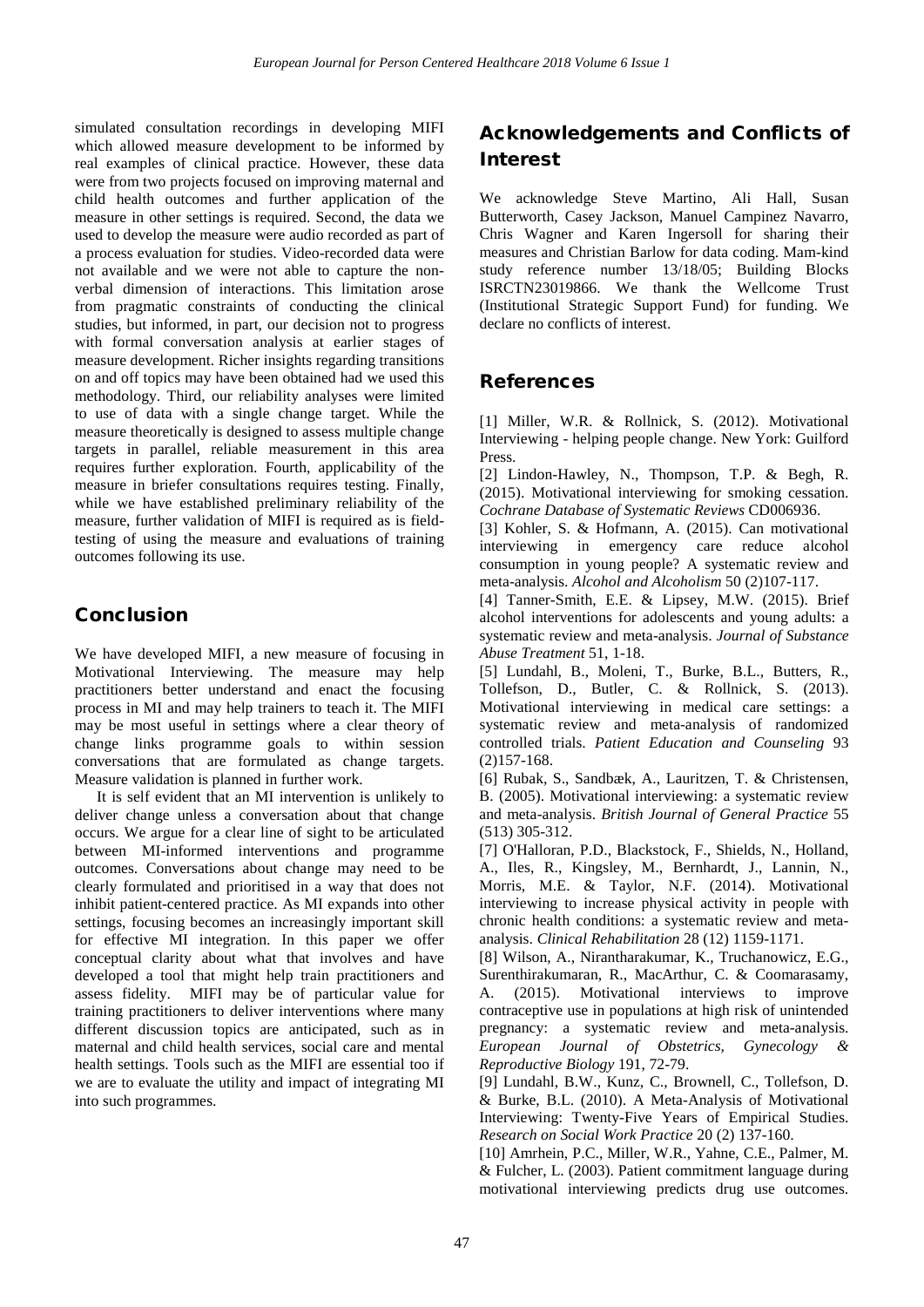simulated consultation recordings in developing MIFI which allowed measure development to be informed by real examples of clinical practice. However, these data were from two projects focused on improving maternal and child health outcomes and further application of the measure in other settings is required. Second, the data we used to develop the measure were audio recorded as part of a process evaluation for studies. Video-recorded data were not available and we were not able to capture the non-verbal dimension of interactions. This limitation arose from pragmatic constraints of conducting the clinical studies, but informed, in part, our decision not to progress with formal conversation analysis at earlier stages of measure development. Richer insights regarding transitions on and off topics may have been obtained had we used this methodology. Third, our reliability analyses were limited to use of data with a single change target. While the measure theoretically is designed to assess multiple change targets in parallel, reliable measurement in this area requires further exploration. Fourth, applicability of the measure in briefer consultations requires testing. Finally, while we have established preliminary reliability of the measure, further validation of MIFI is required as is field-testing of using the measure and evaluations of training outcomes following its use.

## Conclusion

We have developed MIFI, a new measure of focusing in Motivational Interviewing. The measure may help practitioners better understand and enact the focusing process in MI and may help trainers to teach it. The MIFI may be most useful in settings where a clear theory of change links programme goals to within session conversations that are formulated as change targets. Measure validation is planned in further work.

It is self evident that an MI intervention is unlikely to deliver change unless a conversation about that change occurs. We argue for a clear line of sight to be articulated between MI-informed interventions and programme outcomes. Conversations about change may need to be clearly formulated and prioritised in a way that does not inhibit patient-centered practice. As MI expands into other settings, focusing becomes an increasingly important skill for effective MI integration. In this paper we offer conceptual clarity about what that involves and have developed a tool that might help train practitioners and assess fidelity. MIFI may be of particular value for training practitioners to deliver interventions where many different discussion topics are anticipated, such as in maternal and child health services, social care and mental health settings. Tools such as the MIFI are essential too if we are to evaluate the utility and impact of integrating MI into such programmes.

## Acknowledgements and Conflicts of Interest

We acknowledge Steve Martino, Ali Hall, Susan Butterworth, Casey Jackson, Manuel Campinez Navarro, Chris Wagner and Karen Ingersoll for sharing their measures and Christian Barlow for data coding. Mam-kind study reference number 13/18/05; Building Blocks ISRCTN23019866. We thank the Wellcome Trust (Institutional Strategic Support Fund) for funding. We declare no conflicts of interest.

## References

[1] Miller, W.R. & Rollnick, S. (2012). Motivational Interviewing - helping people change. New York: Guilford Press.

[2] Lindon-Hawley, N., Thompson, T.P. & Begh, R. (2015). Motivational interviewing for smoking cessation. *Cochrane Database of Systematic Reviews* CD006936.

[3] Kohler, S. & Hofmann, A. (2015). Can motivational interviewing in emergency care reduce alcohol consumption in young people? A systematic review and meta-analysis. *Alcohol and Alcoholism* 50 (2)107-117.

[4] Tanner-Smith, E.E. & Lipsey, M.W. (2015). Brief alcohol interventions for adolescents and young adults: a systematic review and meta-analysis. *Journal of Substance Abuse Treatment* 51, 1-18.

[5] Lundahl, B., Moleni, T., Burke, B.L., Butters, R., Tollefson, D., Butler, C. & Rollnick, S. (2013). Motivational interviewing in medical care settings: a systematic review and meta-analysis of randomized controlled trials. *Patient Education and Counseling* 93 (2)157-168.

[6] Rubak, S., Sandbæk, A., Lauritzen, T. & Christensen, B. (2005). Motivational interviewing: a systematic review and meta-analysis. *British Journal of General Practice* 55 (513) 305-312.

[7] O'Halloran, P.D., Blackstock, F., Shields, N., Holland, A., Iles, R., Kingsley, M., Bernhardt, J., Lannin, N., Morris, M.E. & Taylor, N.F. (2014). Motivational interviewing to increase physical activity in people with chronic health conditions: a systematic review and meta-analysis. *Clinical Rehabilitation* 28 (12) 1159-1171.

[8] Wilson, A., Nirantharakumar, K., Truchanowicz, E.G., Surenthirakumaran, R., MacArthur, C. & Coomarasamy, A. (2015). Motivational interviews to improve contraceptive use in populations at high risk of unintended pregnancy: a systematic review and meta-analysis. *European Journal of Obstetrics, Gynecology & Reproductive Biology* 191, 72-79.

[9] Lundahl, B.W., Kunz, C., Brownell, C., Tollefson, D. & Burke, B.L. (2010). A Meta-Analysis of Motivational Interviewing: Twenty-Five Years of Empirical Studies. *Research on Social Work Practice* 20 (2) 137-160.

[10] Amrhein, P.C., Miller, W.R., Yahne, C.E., Palmer, M. & Fulcher, L. (2003). Patient commitment language during motivational interviewing predicts drug use outcomes.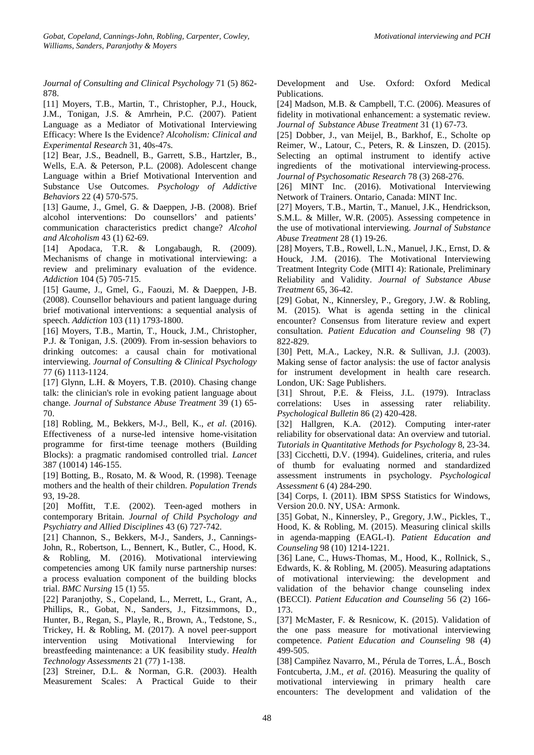*Journal of Consulting and Clinical Psychology* 71 (5) 862-878.

[11] Moyers, T.B., Martin, T., Christopher, P.J., Houck, J.M., Tonigan, J.S. & Amrhein, P.C. (2007). Patient Language as a Mediator of Motivational Interviewing Efficacy: Where Is the Evidence? *Alcoholism: Clinical and Experimental Research* 31, 40s-47s.

[12] Bear, J.S., Beadnell, B., Garrett, S.B., Hartzler, B., Wells, E.A. & Peterson, P.L. (2008). Adolescent change Language within a Brief Motivational Intervention and Substance Use Outcomes. *Psychology of Addictive Behaviors* 22 (4) 570-575.

[13] Gaume, J., Gmel, G. & Daeppen, J-B. (2008). Brief alcohol interventions: Do counsellors' and patients' communication characteristics predict change? *Alcohol and Alcoholism* 43 (1) 62-69.

[14] Apodaca, T.R. & Longabaugh, R. (2009). Mechanisms of change in motivational interviewing: a review and preliminary evaluation of the evidence. *Addiction* 104 (5) 705-715.

[15] Gaume, J., Gmel, G., Faouzi, M. & Daeppen, J-B. (2008). Counsellor behaviours and patient language during brief motivational interventions: a sequential analysis of speech. *Addiction* 103 (11) 1793-1800.

[16] Moyers, T.B., Martin, T., Houck, J.M., Christopher, P.J. & Tonigan, J.S. (2009). From in-session behaviors to drinking outcomes: a causal chain for motivational interviewing. *Journal of Consulting & Clinical Psychology* 77 (6) 1113-1124.

[17] Glynn, L.H. & Moyers, T.B. (2010). Chasing change talk: the clinician's role in evoking patient language about change. *Journal of Substance Abuse Treatment* 39 (1) 65-70.

[18] Robling, M., Bekkers, M-J., Bell, K., *et al*. (2016). Effectiveness of a nurse-led intensive home-visitation programme for first-time teenage mothers (Building Blocks): a pragmatic randomised controlled trial. *Lancet* 387 (10014) 146-155.

[19] Botting, B., Rosato, M. & Wood, R. (1998). Teenage mothers and the health of their children. *Population Trends* 93, 19-28.

[20] Moffitt, T.E. (2002). Teen-aged mothers in contemporary Britain. *Journal of Child Psychology and Psychiatry and Allied Disciplines* 43 (6) 727-742.

[21] Channon, S., Bekkers, M-J., Sanders, J., Cannings-John, R., Robertson, L., Bennert, K., Butler, C., Hood, K. & Robling, M. (2016). Motivational interviewing competencies among UK family nurse partnership nurses: a process evaluation component of the building blocks trial. *BMC Nursing* 15 (1) 55.

[22] Paranjothy, S., Copeland, L., Merrett, L., Grant, A., Phillips, R., Gobat, N., Sanders, J., Fitzsimmons, D., Hunter, B., Regan, S., Playle, R., Brown, A., Tedstone, S., Trickey, H. & Robling, M. (2017). A novel peer-support intervention using Motivational Interviewing for breastfeeding maintenance: a UK feasibility study. *Health Technology Assessments* 21 (77) 1-138.

[23] Streiner, D.L. & Norman, G.R. (2003). Health Measurement Scales: A Practical Guide to their Development and Use. Oxford: Oxford Medical Publications.

[24] Madson, M.B. & Campbell, T.C. (2006). Measures of fidelity in motivational enhancement: a systematic review. *Journal of Substance Abuse Treatment* 31 (1) 67-73.

[25] Dobber, J., van Meijel, B., Barkhof, E., Scholte op Reimer, W., Latour, C., Peters, R. & Linszen, D. (2015). Selecting an optimal instrument to identify active ingredients of the motivational interviewing-process. *Journal of Psychosomatic Research* 78 (3) 268-276.

[26] MINT Inc. (2016). Motivational Interviewing Network of Trainers. Ontario, Canada: MINT Inc.

[27] Moyers, T.B., Martin, T., Manuel, J.K., Hendrickson, S.M.L. & Miller, W.R. (2005). Assessing competence in the use of motivational interviewing. *Journal of Substance Abuse Treatment* 28 (1) 19-26.

[28] Moyers, T.B., Rowell, L.N., Manuel, J.K., Ernst, D. & Houck, J.M. (2016). The Motivational Interviewing Treatment Integrity Code (MITI 4): Rationale, Preliminary Reliability and Validity. *Journal of Substance Abuse Treatment* 65, 36-42.

[29] Gobat, N., Kinnersley, P., Gregory, J.W. & Robling, M. (2015). What is agenda setting in the clinical encounter? Consensus from literature review and expert consultation. *Patient Education and Counseling* 98 (7) 822-829.

[30] Pett, M.A., Lackey, N.R. & Sullivan, J.J. (2003). Making sense of factor analysis: the use of factor analysis for instrument development in health care research. London, UK: Sage Publishers.

[31] Shrout, P.E. & Fleiss, J.L. (1979). Intraclass correlations: Uses in assessing rater reliability. *Psychological Bulletin* 86 (2) 420-428.

[32] Hallgren, K.A. (2012). Computing inter-rater reliability for observational data: An overview and tutorial. *Tutorials in Quantitative Methods for Psychology* 8, 23-34.

[33] Cicchetti, D.V. (1994). Guidelines, criteria, and rules of thumb for evaluating normed and standardized assessment instruments in psychology. *Psychological Assessment* 6 (4) 284-290.

[34] Corps, I. (2011). IBM SPSS Statistics for Windows, Version 20.0. NY, USA: Armonk.

[35] Gobat, N., Kinnersley, P., Gregory, J.W., Pickles, T., Hood, K. & Robling, M. (2015). Measuring clinical skills in agenda-mapping (EAGL-I). *Patient Education and Counseling* 98 (10) 1214-1221.

[36] Lane, C., Huws-Thomas, M., Hood, K., Rollnick, S., Edwards, K. & Robling, M. (2005). Measuring adaptations of motivational interviewing: the development and validation of the behavior change counseling index (BECCI). *Patient Education and Counseling* 56 (2) 166-173.

[37] McMaster, F. & Resnicow, K. (2015). Validation of the one pass measure for motivational interviewing competence. *Patient Education and Counseling* 98 (4) 499-505.

[38] Campiñez Navarro, M., Pérula de Torres, L.Á., Bosch Fontcuberta, J.M., *et al*. (2016). Measuring the quality of motivational interviewing in primary health care encounters: The development and validation of the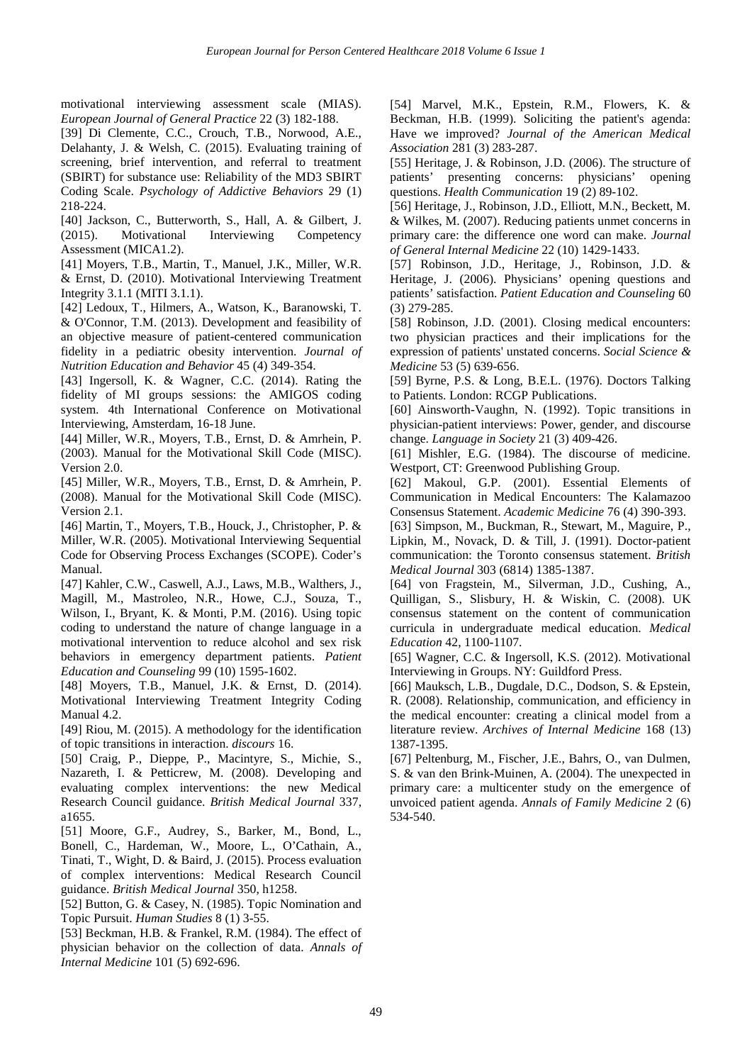motivational interviewing assessment scale (MIAS). *European Journal of General Practice* 22 (3) 182-188.

[39] Di Clemente, C.C., Crouch, T.B., Norwood, A.E., Delahanty, J. & Welsh, C. (2015). Evaluating training of screening, brief intervention, and referral to treatment (SBIRT) for substance use: Reliability of the MD3 SBIRT Coding Scale. *Psychology of Addictive Behaviors* 29 (1) 218-224.

[40] Jackson, C., Butterworth, S., Hall, A. & Gilbert, J. (2015). Motivational Interviewing Competency Assessment (MICA1.2).

[41] Moyers, T.B., Martin, T., Manuel, J.K., Miller, W.R. & Ernst, D. (2010). Motivational Interviewing Treatment Integrity 3.1.1 (MITI 3.1.1).

[42] Ledoux, T., Hilmers, A., Watson, K., Baranowski, T. & O'Connor, T.M. (2013). Development and feasibility of an objective measure of patient-centered communication fidelity in a pediatric obesity intervention. *Journal of Nutrition Education and Behavior* 45 (4) 349-354.

[43] Ingersoll, K. & Wagner, C.C. (2014). Rating the fidelity of MI groups sessions: the AMIGOS coding system. 4th International Conference on Motivational Interviewing, Amsterdam, 16-18 June.

[44] Miller, W.R., Moyers, T.B., Ernst, D. & Amrhein, P. (2003). Manual for the Motivational Skill Code (MISC). Version 2.0.

[45] Miller, W.R., Moyers, T.B., Ernst, D. & Amrhein, P. (2008). Manual for the Motivational Skill Code (MISC). Version 2.1.

[46] Martin, T., Moyers, T.B., Houck, J., Christopher, P. & Miller, W.R. (2005). Motivational Interviewing Sequential Code for Observing Process Exchanges (SCOPE). Coder's Manual.

[47] Kahler, C.W., Caswell, A.J., Laws, M.B., Walthers, J., Magill, M., Mastroleo, N.R., Howe, C.J., Souza, T., Wilson, I., Bryant, K. & Monti, P.M. (2016). Using topic coding to understand the nature of change language in a motivational intervention to reduce alcohol and sex risk behaviors in emergency department patients. *Patient Education and Counseling* 99 (10) 1595-1602.

[48] Moyers, T.B., Manuel, J.K. & Ernst, D. (2014). Motivational Interviewing Treatment Integrity Coding Manual 4.2.

[49] Riou, M. (2015). A methodology for the identification of topic transitions in interaction. *discours* 16.

[50] Craig, P., Dieppe, P., Macintyre, S., Michie, S., Nazareth, I. & Petticrew, M. (2008). Developing and evaluating complex interventions: the new Medical Research Council guidance. *British Medical Journal* 337, a1655.

[51] Moore, G.F., Audrey, S., Barker, M., Bond, L., Bonell, C., Hardeman, W., Moore, L., O'Cathain, A., Tinati, T., Wight, D. & Baird, J. (2015). Process evaluation of complex interventions: Medical Research Council guidance. *British Medical Journal* 350, h1258.

[52] Button, G. & Casey, N. (1985). Topic Nomination and Topic Pursuit. *Human Studies* 8 (1) 3-55.

[53] Beckman, H.B. & Frankel, R.M. (1984). The effect of physician behavior on the collection of data. *Annals of Internal Medicine* 101 (5) 692-696.

[54] Marvel, M.K., Epstein, R.M., Flowers, K. & Beckman, H.B. (1999). Soliciting the patient's agenda: Have we improved? *Journal of the American Medical Association* 281 (3) 283-287.

[55] Heritage, J. & Robinson, J.D. (2006). The structure of patients' presenting concerns: physicians' opening questions. *Health Communication* 19 (2) 89-102.

[56] Heritage, J., Robinson, J.D., Elliott, M.N., Beckett, M. & Wilkes, M. (2007). Reducing patients unmet concerns in primary care: the difference one word can make. *Journal of General Internal Medicine* 22 (10) 1429-1433.

[57] Robinson, J.D., Heritage, J., Robinson, J.D. & Heritage, J. (2006). Physicians' opening questions and patients' satisfaction. *Patient Education and Counseling* 60 (3) 279-285.

[58] Robinson, J.D. (2001). Closing medical encounters: two physician practices and their implications for the expression of patients' unstated concerns. *Social Science & Medicine* 53 (5) 639-656.

[59] Byrne, P.S. & Long, B.E.L. (1976). Doctors Talking to Patients. London: RCGP Publications.

[60] Ainsworth-Vaughn, N. (1992). Topic transitions in physician-patient interviews: Power, gender, and discourse change. *Language in Society* 21 (3) 409-426.

[61] Mishler, E.G. (1984). The discourse of medicine. Westport, CT: Greenwood Publishing Group.

[62] Makoul, G.P. (2001). Essential Elements of Communication in Medical Encounters: The Kalamazoo Consensus Statement. *Academic Medicine* 76 (4) 390-393.

[63] Simpson, M., Buckman, R., Stewart, M., Maguire, P., Lipkin, M., Novack, D. & Till, J. (1991). Doctor-patient communication: the Toronto consensus statement. *British Medical Journal* 303 (6814) 1385-1387.

[64] von Fragstein, M., Silverman, J.D., Cushing, A., Quilligan, S., Slisbury, H. & Wiskin, C. (2008). UK consensus statement on the content of communication curricula in undergraduate medical education. *Medical Education* 42, 1100-1107.

[65] Wagner, C.C. & Ingersoll, K.S. (2012). Motivational Interviewing in Groups. NY: Guildford Press.

[66] Mauksch, L.B., Dugdale, D.C., Dodson, S. & Epstein, R. (2008). Relationship, communication, and efficiency in the medical encounter: creating a clinical model from a literature review. *Archives of Internal Medicine* 168 (13) 1387-1395.

[67] Peltenburg, M., Fischer, J.E., Bahrs, O., van Dulmen, S. & van den Brink-Muinen, A. (2004). The unexpected in primary care: a multicenter study on the emergence of unvoiced patient agenda. *Annals of Family Medicine* 2 (6) 534-540.